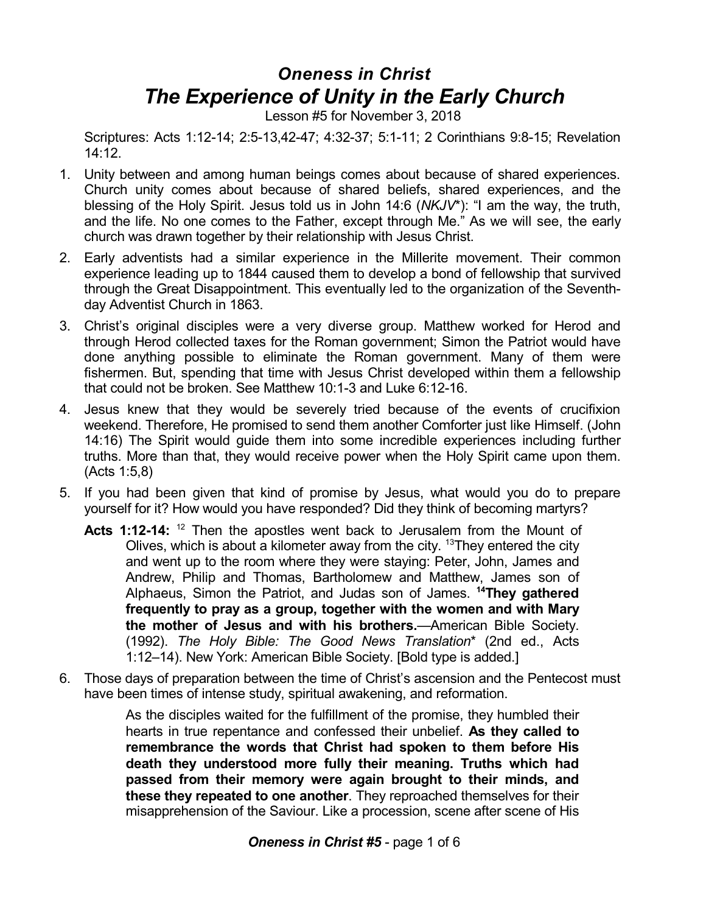# *Oneness in Christ*
# *The Experience of Unity in the Early Church*

Lesson #5 for November 3, 2018

Scriptures: Acts 1:12-14; 2:5-13,42-47; 4:32-37; 5:1-11; 2 Corinthians 9:8-15; Revelation 14:12.

1. Unity between and among human beings comes about because of shared experiences. Church unity comes about because of shared beliefs, shared experiences, and the blessing of the Holy Spirit. Jesus told us in John 14:6 (*NKJV*\*): "I am the way, the truth, and the life. No one comes to the Father, except through Me." As we will see, the early church was drawn together by their relationship with Jesus Christ.

2. Early adventists had a similar experience in the Millerite movement. Their common experience leading up to 1844 caused them to develop a bond of fellowship that survived through the Great Disappointment. This eventually led to the organization of the Seventh-day Adventist Church in 1863.

3. Christ's original disciples were a very diverse group. Matthew worked for Herod and through Herod collected taxes for the Roman government; Simon the Patriot would have done anything possible to eliminate the Roman government. Many of them were fishermen. But, spending that time with Jesus Christ developed within them a fellowship that could not be broken. See Matthew 10:1-3 and Luke 6:12-16.

4. Jesus knew that they would be severely tried because of the events of crucifixion weekend. Therefore, He promised to send them another Comforter just like Himself. (John 14:16) The Spirit would guide them into some incredible experiences including further truths. More than that, they would receive power when the Holy Spirit came upon them. (Acts 1:5,8)

5. If you had been given that kind of promise by Jesus, what would you do to prepare yourself for it? How would you have responded? Did they think of becoming martyrs?

   **Acts 1:12-14:** [12] Then the apostles went back to Jerusalem from the Mount of Olives, which is about a kilometer away from the city. [13]They entered the city and went up to the room where they were staying: Peter, John, James and Andrew, Philip and Thomas, Bartholomew and Matthew, James son of Alphaeus, Simon the Patriot, and Judas son of James. **[14]They gathered frequently to pray as a group, together with the women and with Mary the mother of Jesus and with his brothers.**—American Bible Society. (1992). *The Holy Bible: The Good News Translation*\* (2nd ed., Acts 1:12–14). New York: American Bible Society. [Bold type is added.]

6. Those days of preparation between the time of Christ's ascension and the Pentecost must have been times of intense study, spiritual awakening, and reformation.

   > As the disciples waited for the fulfillment of the promise, they humbled their hearts in true repentance and confessed their unbelief. **As they called to remembrance the words that Christ had spoken to them before His death they understood more fully their meaning. Truths which had passed from their memory were again brought to their minds, and these they repeated to one another**. They reproached themselves for their misapprehension of the Saviour. Like a procession, scene after scene of His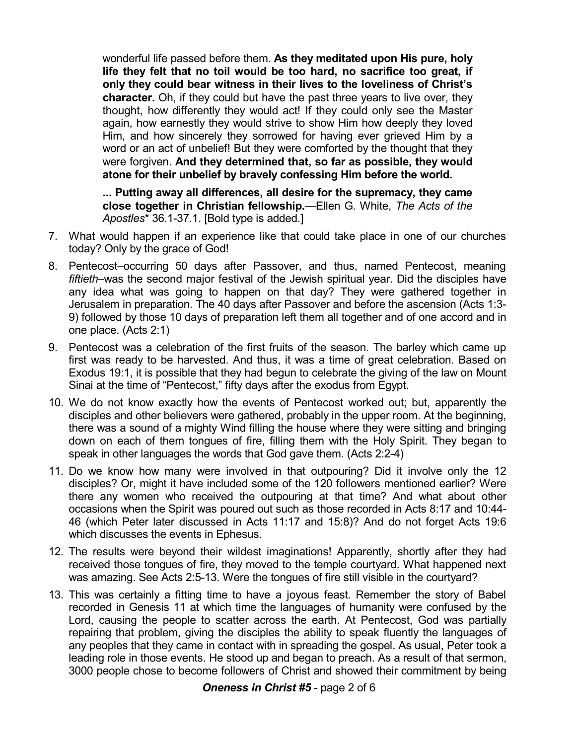> wonderful life passed before them. **As they meditated upon His pure, holy life they felt that no toil would be too hard, no sacrifice too great, if only they could bear witness in their lives to the loveliness of Christ's character.** Oh, if they could but have the past three years to live over, they thought, how differently they would act! If they could only see the Master again, how earnestly they would strive to show Him how deeply they loved Him, and how sincerely they sorrowed for having ever grieved Him by a word or an act of unbelief! But they were comforted by the thought that they were forgiven. **And they determined that, so far as possible, they would atone for their unbelief by bravely confessing Him before the world.**
>
> **... Putting away all differences, all desire for the supremacy, they came close together in Christian fellowship.**—Ellen G. White, *The Acts of the Apostles*\* 36.1-37.1. [Bold type is added.]

7. What would happen if an experience like that could take place in one of our churches today? Only by the grace of God!
8. Pentecost–occurring 50 days after Passover, and thus, named Pentecost, meaning *fiftieth*–was the second major festival of the Jewish spiritual year. Did the disciples have any idea what was going to happen on that day? They were gathered together in Jerusalem in preparation. The 40 days after Passover and before the ascension (Acts 1:3-9) followed by those 10 days of preparation left them all together and of one accord and in one place. (Acts 2:1)
9. Pentecost was a celebration of the first fruits of the season. The barley which came up first was ready to be harvested. And thus, it was a time of great celebration. Based on Exodus 19:1, it is possible that they had begun to celebrate the giving of the law on Mount Sinai at the time of "Pentecost," fifty days after the exodus from Egypt.
10. We do not know exactly how the events of Pentecost worked out; but, apparently the disciples and other believers were gathered, probably in the upper room. At the beginning, there was a sound of a mighty Wind filling the house where they were sitting and bringing down on each of them tongues of fire, filling them with the Holy Spirit. They began to speak in other languages the words that God gave them. (Acts 2:2-4)
11. Do we know how many were involved in that outpouring? Did it involve only the 12 disciples? Or, might it have included some of the 120 followers mentioned earlier? Were there any women who received the outpouring at that time? And what about other occasions when the Spirit was poured out such as those recorded in Acts 8:17 and 10:44-46 (which Peter later discussed in Acts 11:17 and 15:8)? And do not forget Acts 19:6 which discusses the events in Ephesus.
12. The results were beyond their wildest imaginations! Apparently, shortly after they had received those tongues of fire, they moved to the temple courtyard. What happened next was amazing. See Acts 2:5-13. Were the tongues of fire still visible in the courtyard?
13. This was certainly a fitting time to have a joyous feast. Remember the story of Babel recorded in Genesis 11 at which time the languages of humanity were confused by the Lord, causing the people to scatter across the earth. At Pentecost, God was partially repairing that problem, giving the disciples the ability to speak fluently the languages of any peoples that they came in contact with in spreading the gospel. As usual, Peter took a leading role in those events. He stood up and began to preach. As a result of that sermon, 3000 people chose to become followers of Christ and showed their commitment by being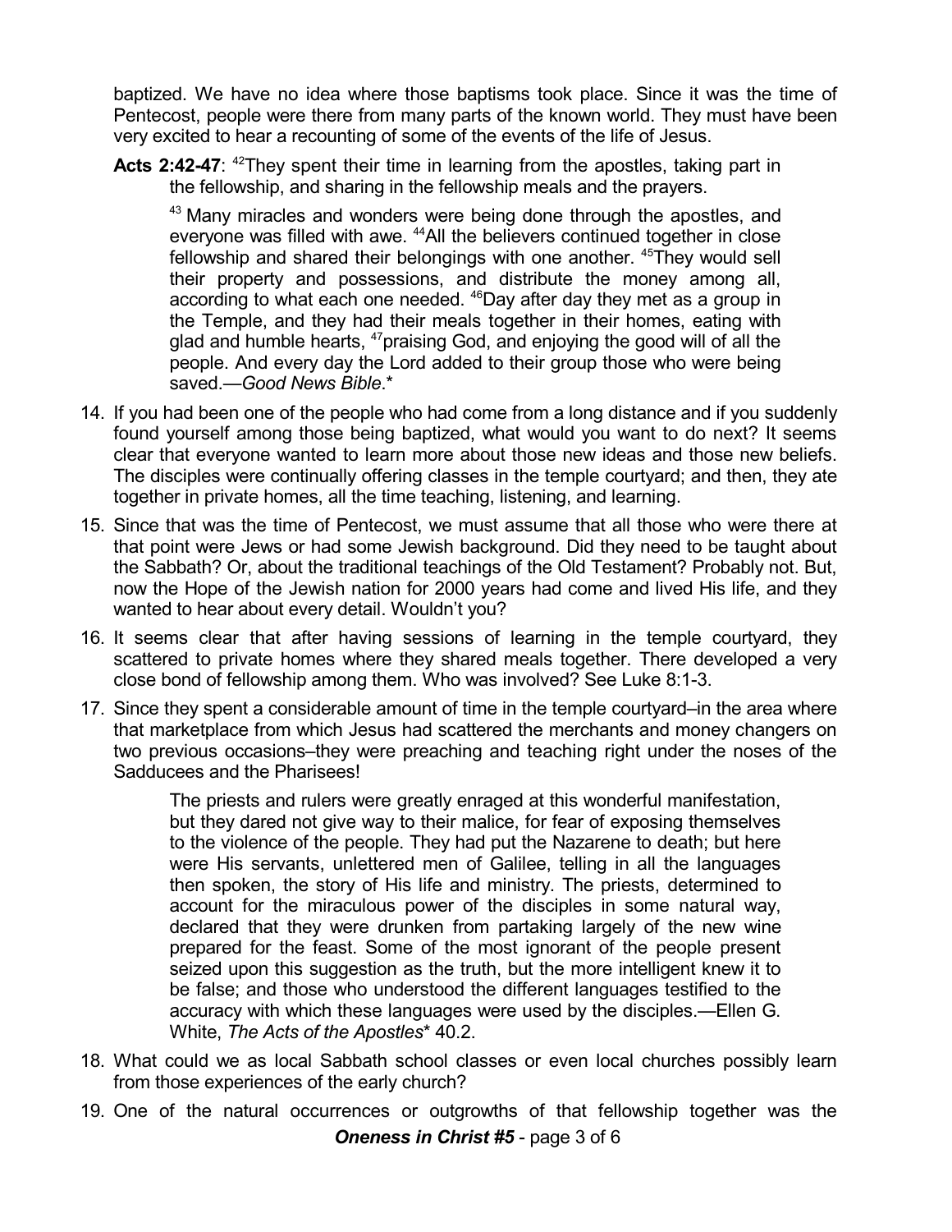baptized. We have no idea where those baptisms took place. Since it was the time of Pentecost, people were there from many parts of the known world. They must have been very excited to hear a recounting of some of the events of the life of Jesus.

> **Acts 2:42-47**: [42]They spent their time in learning from the apostles, taking part in the fellowship, and sharing in the fellowship meals and the prayers.
>
> [43] Many miracles and wonders were being done through the apostles, and everyone was filled with awe. [44]All the believers continued together in close fellowship and shared their belongings with one another. [45]They would sell their property and possessions, and distribute the money among all, according to what each one needed. [46]Day after day they met as a group in the Temple, and they had their meals together in their homes, eating with glad and humble hearts, [47]praising God, and enjoying the good will of all the people. And every day the Lord added to their group those who were being saved.—*Good News Bible*.*

14. If you had been one of the people who had come from a long distance and if you suddenly found yourself among those being baptized, what would you want to do next? It seems clear that everyone wanted to learn more about those new ideas and those new beliefs. The disciples were continually offering classes in the temple courtyard; and then, they ate together in private homes, all the time teaching, listening, and learning.
15. Since that was the time of Pentecost, we must assume that all those who were there at that point were Jews or had some Jewish background. Did they need to be taught about the Sabbath? Or, about the traditional teachings of the Old Testament? Probably not. But, now the Hope of the Jewish nation for 2000 years had come and lived His life, and they wanted to hear about every detail. Wouldn't you?
16. It seems clear that after having sessions of learning in the temple courtyard, they scattered to private homes where they shared meals together. There developed a very close bond of fellowship among them. Who was involved? See Luke 8:1-3.
17. Since they spent a considerable amount of time in the temple courtyard–in the area where that marketplace from which Jesus had scattered the merchants and money changers on two previous occasions–they were preaching and teaching right under the noses of the Sadducees and the Pharisees!

> The priests and rulers were greatly enraged at this wonderful manifestation, but they dared not give way to their malice, for fear of exposing themselves to the violence of the people. They had put the Nazarene to death; but here were His servants, unlettered men of Galilee, telling in all the languages then spoken, the story of His life and ministry. The priests, determined to account for the miraculous power of the disciples in some natural way, declared that they were drunken from partaking largely of the new wine prepared for the feast. Some of the most ignorant of the people present seized upon this suggestion as the truth, but the more intelligent knew it to be false; and those who understood the different languages testified to the accuracy with which these languages were used by the disciples.—Ellen G. White, *The Acts of the Apostles** 40.2.

18. What could we as local Sabbath school classes or even local churches possibly learn from those experiences of the early church?
19. One of the natural occurrences or outgrowths of that fellowship together was the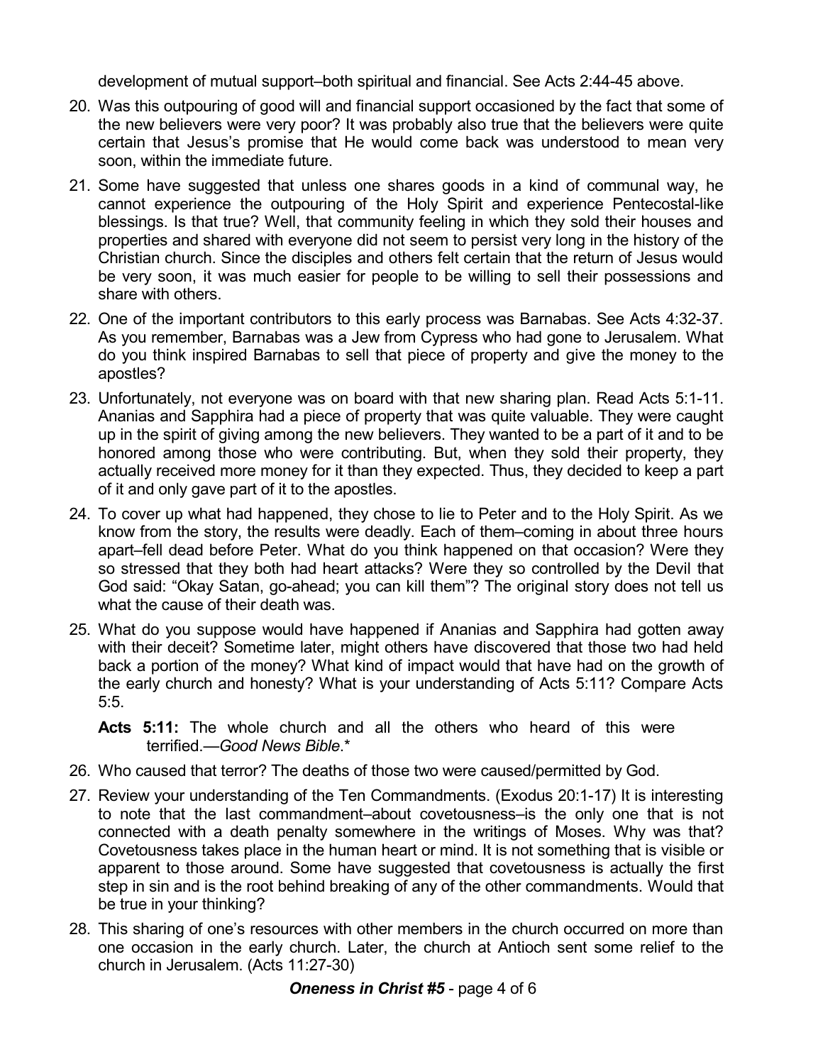development of mutual support–both spiritual and financial. See Acts 2:44-45 above.

20. Was this outpouring of good will and financial support occasioned by the fact that some of the new believers were very poor? It was probably also true that the believers were quite certain that Jesus's promise that He would come back was understood to mean very soon, within the immediate future.

21. Some have suggested that unless one shares goods in a kind of communal way, he cannot experience the outpouring of the Holy Spirit and experience Pentecostal-like blessings. Is that true? Well, that community feeling in which they sold their houses and properties and shared with everyone did not seem to persist very long in the history of the Christian church. Since the disciples and others felt certain that the return of Jesus would be very soon, it was much easier for people to be willing to sell their possessions and share with others.

22. One of the important contributors to this early process was Barnabas. See Acts 4:32-37. As you remember, Barnabas was a Jew from Cypress who had gone to Jerusalem. What do you think inspired Barnabas to sell that piece of property and give the money to the apostles?

23. Unfortunately, not everyone was on board with that new sharing plan. Read Acts 5:1-11. Ananias and Sapphira had a piece of property that was quite valuable. They were caught up in the spirit of giving among the new believers. They wanted to be a part of it and to be honored among those who were contributing. But, when they sold their property, they actually received more money for it than they expected. Thus, they decided to keep a part of it and only gave part of it to the apostles.

24. To cover up what had happened, they chose to lie to Peter and to the Holy Spirit. As we know from the story, the results were deadly. Each of them–coming in about three hours apart–fell dead before Peter. What do you think happened on that occasion? Were they so stressed that they both had heart attacks? Were they so controlled by the Devil that God said: "Okay Satan, go-ahead; you can kill them"? The original story does not tell us what the cause of their death was.

25. What do you suppose would have happened if Ananias and Sapphira had gotten away with their deceit? Sometime later, might others have discovered that those two had held back a portion of the money? What kind of impact would that have had on the growth of the early church and honesty? What is your understanding of Acts 5:11? Compare Acts 5:5.

    **Acts 5:11:** The whole church and all the others who heard of this were terrified.—*Good News Bible*.*

26. Who caused that terror? The deaths of those two were caused/permitted by God.

27. Review your understanding of the Ten Commandments. (Exodus 20:1-17) It is interesting to note that the last commandment–about covetousness–is the only one that is not connected with a death penalty somewhere in the writings of Moses. Why was that? Covetousness takes place in the human heart or mind. It is not something that is visible or apparent to those around. Some have suggested that covetousness is actually the first step in sin and is the root behind breaking of any of the other commandments. Would that be true in your thinking?

28. This sharing of one's resources with other members in the church occurred on more than one occasion in the early church. Later, the church at Antioch sent some relief to the church in Jerusalem. (Acts 11:27-30)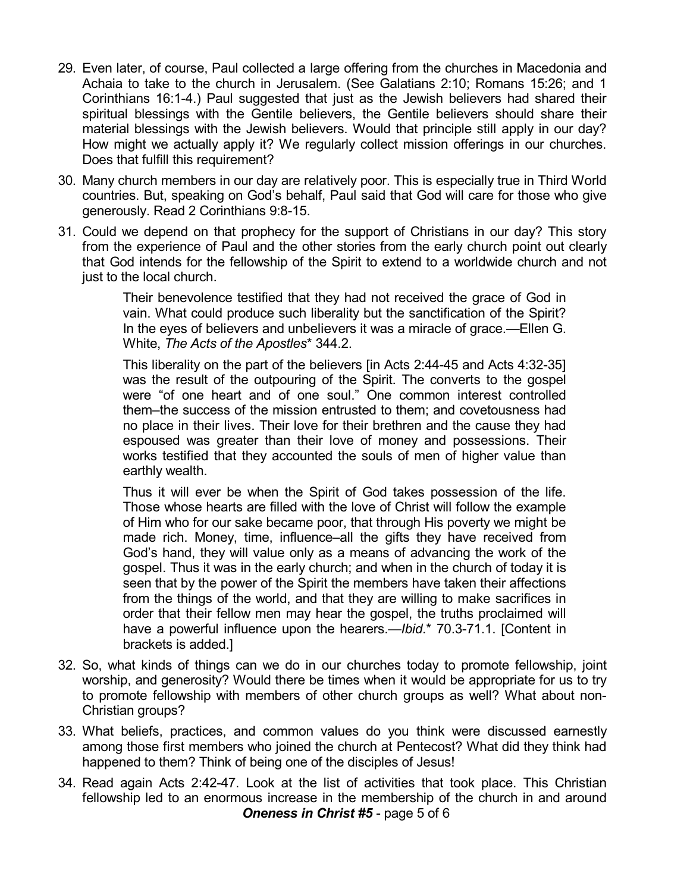29. Even later, of course, Paul collected a large offering from the churches in Macedonia and Achaia to take to the church in Jerusalem. (See Galatians 2:10; Romans 15:26; and 1 Corinthians 16:1-4.) Paul suggested that just as the Jewish believers had shared their spiritual blessings with the Gentile believers, the Gentile believers should share their material blessings with the Jewish believers. Would that principle still apply in our day? How might we actually apply it? We regularly collect mission offerings in our churches. Does that fulfill this requirement?

30. Many church members in our day are relatively poor. This is especially true in Third World countries. But, speaking on God's behalf, Paul said that God will care for those who give generously. Read 2 Corinthians 9:8-15.

31. Could we depend on that prophecy for the support of Christians in our day? This story from the experience of Paul and the other stories from the early church point out clearly that God intends for the fellowship of the Spirit to extend to a worldwide church and not just to the local church.

> Their benevolence testified that they had not received the grace of God in vain. What could produce such liberality but the sanctification of the Spirit? In the eyes of believers and unbelievers it was a miracle of grace.—Ellen G. White, *The Acts of the Apostles** 344.2.
>
> This liberality on the part of the believers [in Acts 2:44-45 and Acts 4:32-35] was the result of the outpouring of the Spirit. The converts to the gospel were "of one heart and of one soul." One common interest controlled them–the success of the mission entrusted to them; and covetousness had no place in their lives. Their love for their brethren and the cause they had espoused was greater than their love of money and possessions. Their works testified that they accounted the souls of men of higher value than earthly wealth.
>
> Thus it will ever be when the Spirit of God takes possession of the life. Those whose hearts are filled with the love of Christ will follow the example of Him who for our sake became poor, that through His poverty we might be made rich. Money, time, influence–all the gifts they have received from God's hand, they will value only as a means of advancing the work of the gospel. Thus it was in the early church; and when in the church of today it is seen that by the power of the Spirit the members have taken their affections from the things of the world, and that they are willing to make sacrifices in order that their fellow men may hear the gospel, the truths proclaimed will have a powerful influence upon the hearers.—*Ibid.** 70.3-71.1. [Content in brackets is added.]

32. So, what kinds of things can we do in our churches today to promote fellowship, joint worship, and generosity? Would there be times when it would be appropriate for us to try to promote fellowship with members of other church groups as well? What about non-Christian groups?

33. What beliefs, practices, and common values do you think were discussed earnestly among those first members who joined the church at Pentecost? What did they think had happened to them? Think of being one of the disciples of Jesus!

34. Read again Acts 2:42-47. Look at the list of activities that took place. This Christian fellowship led to an enormous increase in the membership of the church in and around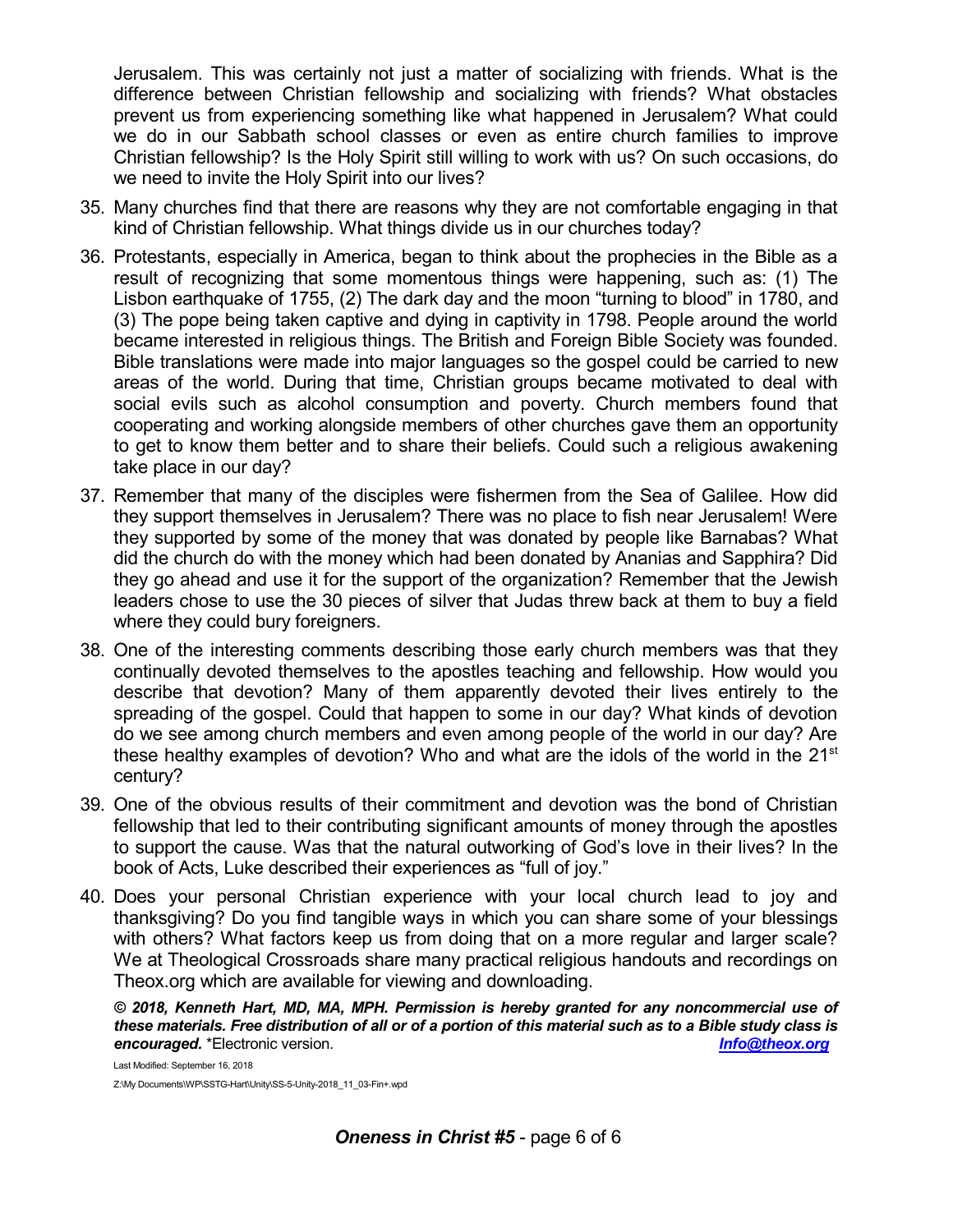Jerusalem. This was certainly not just a matter of socializing with friends. What is the difference between Christian fellowship and socializing with friends? What obstacles prevent us from experiencing something like what happened in Jerusalem? What could we do in our Sabbath school classes or even as entire church families to improve Christian fellowship? Is the Holy Spirit still willing to work with us? On such occasions, do we need to invite the Holy Spirit into our lives?

35. Many churches find that there are reasons why they are not comfortable engaging in that kind of Christian fellowship. What things divide us in our churches today?
36. Protestants, especially in America, began to think about the prophecies in the Bible as a result of recognizing that some momentous things were happening, such as: (1) The Lisbon earthquake of 1755, (2) The dark day and the moon "turning to blood" in 1780, and (3) The pope being taken captive and dying in captivity in 1798. People around the world became interested in religious things. The British and Foreign Bible Society was founded. Bible translations were made into major languages so the gospel could be carried to new areas of the world. During that time, Christian groups became motivated to deal with social evils such as alcohol consumption and poverty. Church members found that cooperating and working alongside members of other churches gave them an opportunity to get to know them better and to share their beliefs. Could such a religious awakening take place in our day?
37. Remember that many of the disciples were fishermen from the Sea of Galilee. How did they support themselves in Jerusalem? There was no place to fish near Jerusalem! Were they supported by some of the money that was donated by people like Barnabas? What did the church do with the money which had been donated by Ananias and Sapphira? Did they go ahead and use it for the support of the organization? Remember that the Jewish leaders chose to use the 30 pieces of silver that Judas threw back at them to buy a field where they could bury foreigners.
38. One of the interesting comments describing those early church members was that they continually devoted themselves to the apostles teaching and fellowship. How would you describe that devotion? Many of them apparently devoted their lives entirely to the spreading of the gospel. Could that happen to some in our day? What kinds of devotion do we see among church members and even among people of the world in our day? Are these healthy examples of devotion? Who and what are the idols of the world in the 21st century?
39. One of the obvious results of their commitment and devotion was the bond of Christian fellowship that led to their contributing significant amounts of money through the apostles to support the cause. Was that the natural outworking of God's love in their lives? In the book of Acts, Luke described their experiences as "full of joy."
40. Does your personal Christian experience with your local church lead to joy and thanksgiving? Do you find tangible ways in which you can share some of your blessings with others? What factors keep us from doing that on a more regular and larger scale? We at Theological Crossroads share many practical religious handouts and recordings on Theox.org which are available for viewing and downloading.

***© 2018, Kenneth Hart, MD, MA, MPH. Permission is hereby granted for any noncommercial use of these materials. Free distribution of all or of a portion of this material such as to a Bible study class is encouraged.*** *Electronic version. ***Info@theox.org***

Last Modified: September 16, 2018

Z:\My Documents\WP\SSTG-Hart\Unity\SS-5-Unity-2018_11_03-Fin+.wpd